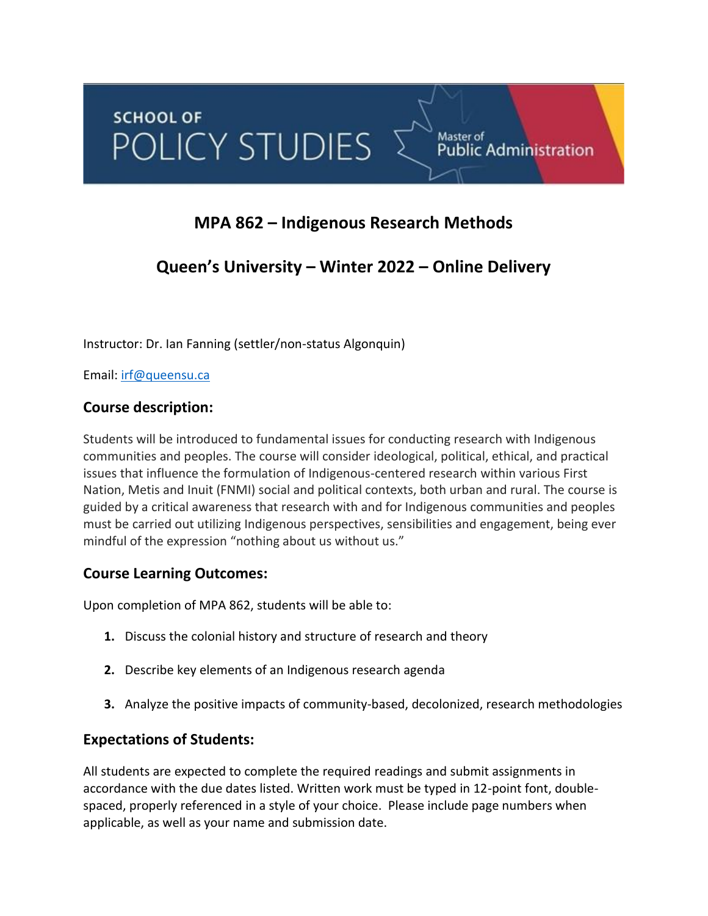SCHOOL OF POLICY STUDIES — Master of Public Administration

# MPA 862 – Indigenous Research Methods

# Queen's University – Winter 2022 – Online Delivery

Instructor: Dr. Ian Fanning (settler/non-status Algonquin)

Email: irf@queensu.ca

## Course description:

Students will be introduced to fundamental issues for conducting research with Indigenous communities and peoples. The course will consider ideological, political, ethical, and practical issues that influence the formulation of Indigenous-centered research within various First Nation, Metis and Inuit (FNMI) social and political contexts, both urban and rural. The course is guided by a critical awareness that research with and for Indigenous communities and peoples must be carried out utilizing Indigenous perspectives, sensibilities and engagement, being ever mindful of the expression "nothing about us without us."

## Course Learning Outcomes:

Upon completion of MPA 862, students will be able to:

1. Discuss the colonial history and structure of research and theory
2. Describe key elements of an Indigenous research agenda
3. Analyze the positive impacts of community-based, decolonized, research methodologies

## Expectations of Students:

All students are expected to complete the required readings and submit assignments in accordance with the due dates listed. Written work must be typed in 12-point font, double-spaced, properly referenced in a style of your choice. Please include page numbers when applicable, as well as your name and submission date.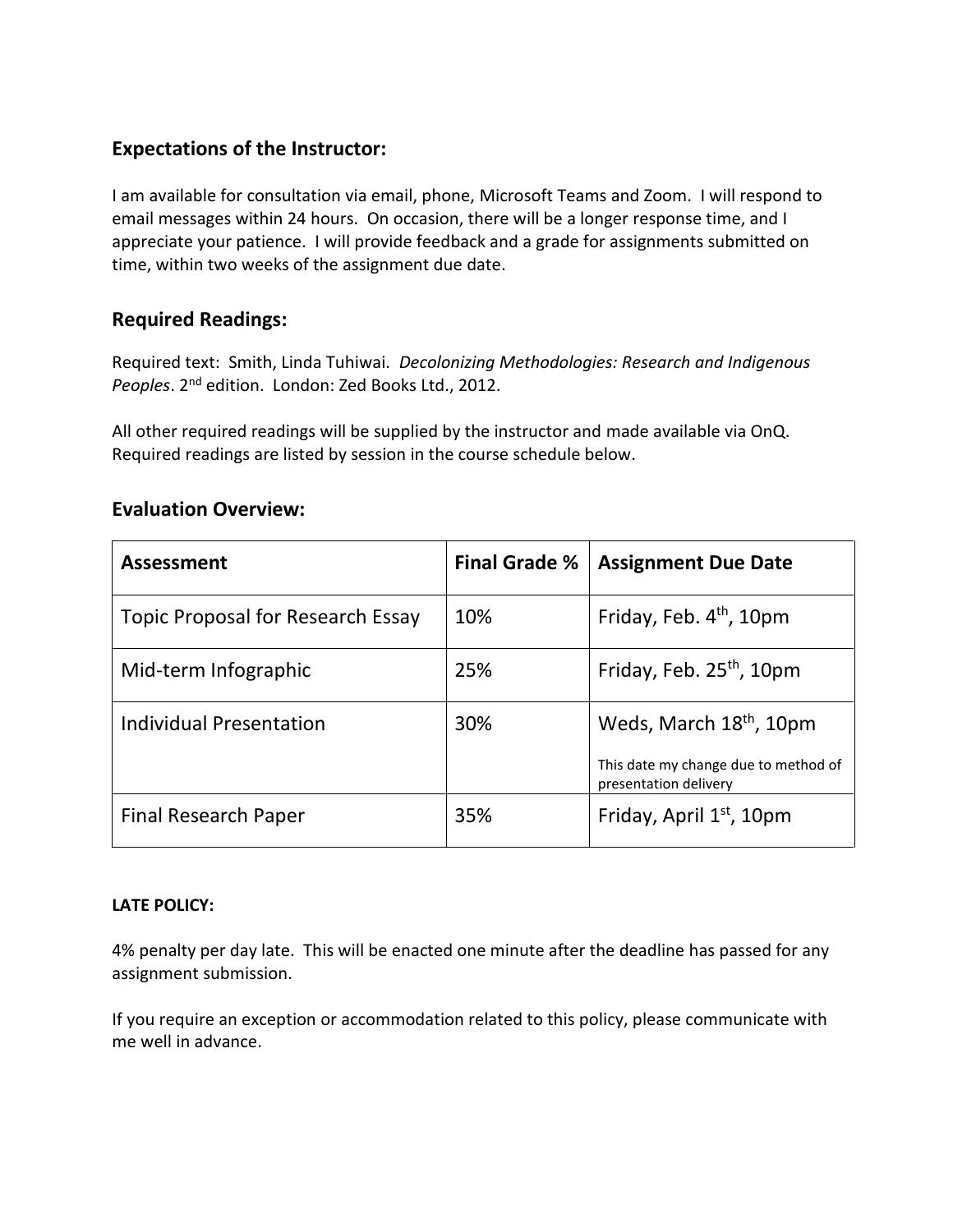## Expectations of the Instructor:

I am available for consultation via email, phone, Microsoft Teams and Zoom. I will respond to email messages within 24 hours. On occasion, there will be a longer response time, and I appreciate your patience. I will provide feedback and a grade for assignments submitted on time, within two weeks of the assignment due date.

## Required Readings:

Required text: Smith, Linda Tuhiwai. *Decolonizing Methodologies: Research and Indigenous Peoples*. 2nd edition. London: Zed Books Ltd., 2012.

All other required readings will be supplied by the instructor and made available via OnQ. Required readings are listed by session in the course schedule below.

## Evaluation Overview:

| Assessment | Final Grade % | Assignment Due Date |
| --- | --- | --- |
| Topic Proposal for Research Essay | 10% | Friday, Feb. 4th, 10pm |
| Mid-term Infographic | 25% | Friday, Feb. 25th, 10pm |
| Individual Presentation | 30% | Weds, March 18th, 10pm<br>This date my change due to method of presentation delivery |
| Final Research Paper | 35% | Friday, April 1st, 10pm |

**LATE POLICY:**

4% penalty per day late. This will be enacted one minute after the deadline has passed for any assignment submission.

If you require an exception or accommodation related to this policy, please communicate with me well in advance.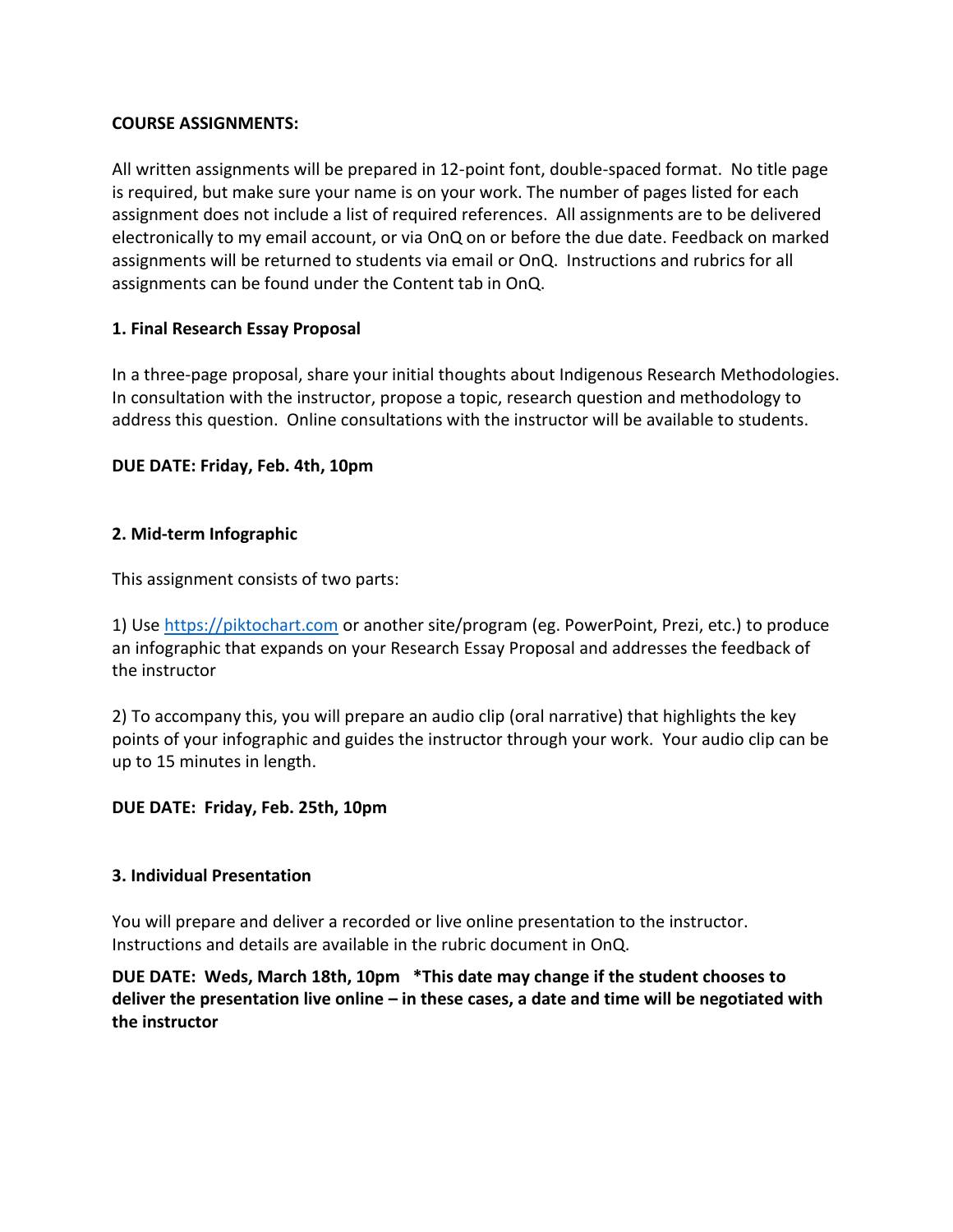**COURSE ASSIGNMENTS:**

All written assignments will be prepared in 12-point font, double-spaced format. No title page is required, but make sure your name is on your work. The number of pages listed for each assignment does not include a list of required references. All assignments are to be delivered electronically to my email account, or via OnQ on or before the due date. Feedback on marked assignments will be returned to students via email or OnQ. Instructions and rubrics for all assignments can be found under the Content tab in OnQ.

**1. Final Research Essay Proposal**

In a three-page proposal, share your initial thoughts about Indigenous Research Methodologies. In consultation with the instructor, propose a topic, research question and methodology to address this question. Online consultations with the instructor will be available to students.

**DUE DATE: Friday, Feb. 4th, 10pm**

**2. Mid-term Infographic**

This assignment consists of two parts:

1) Use [https://piktochart.com](https://piktochart.com) or another site/program (eg. PowerPoint, Prezi, etc.) to produce an infographic that expands on your Research Essay Proposal and addresses the feedback of the instructor

2) To accompany this, you will prepare an audio clip (oral narrative) that highlights the key points of your infographic and guides the instructor through your work. Your audio clip can be up to 15 minutes in length.

**DUE DATE: Friday, Feb. 25th, 10pm**

**3. Individual Presentation**

You will prepare and deliver a recorded or live online presentation to the instructor. Instructions and details are available in the rubric document in OnQ.

**DUE DATE: Weds, March 18th, 10pm \*This date may change if the student chooses to deliver the presentation live online – in these cases, a date and time will be negotiated with the instructor**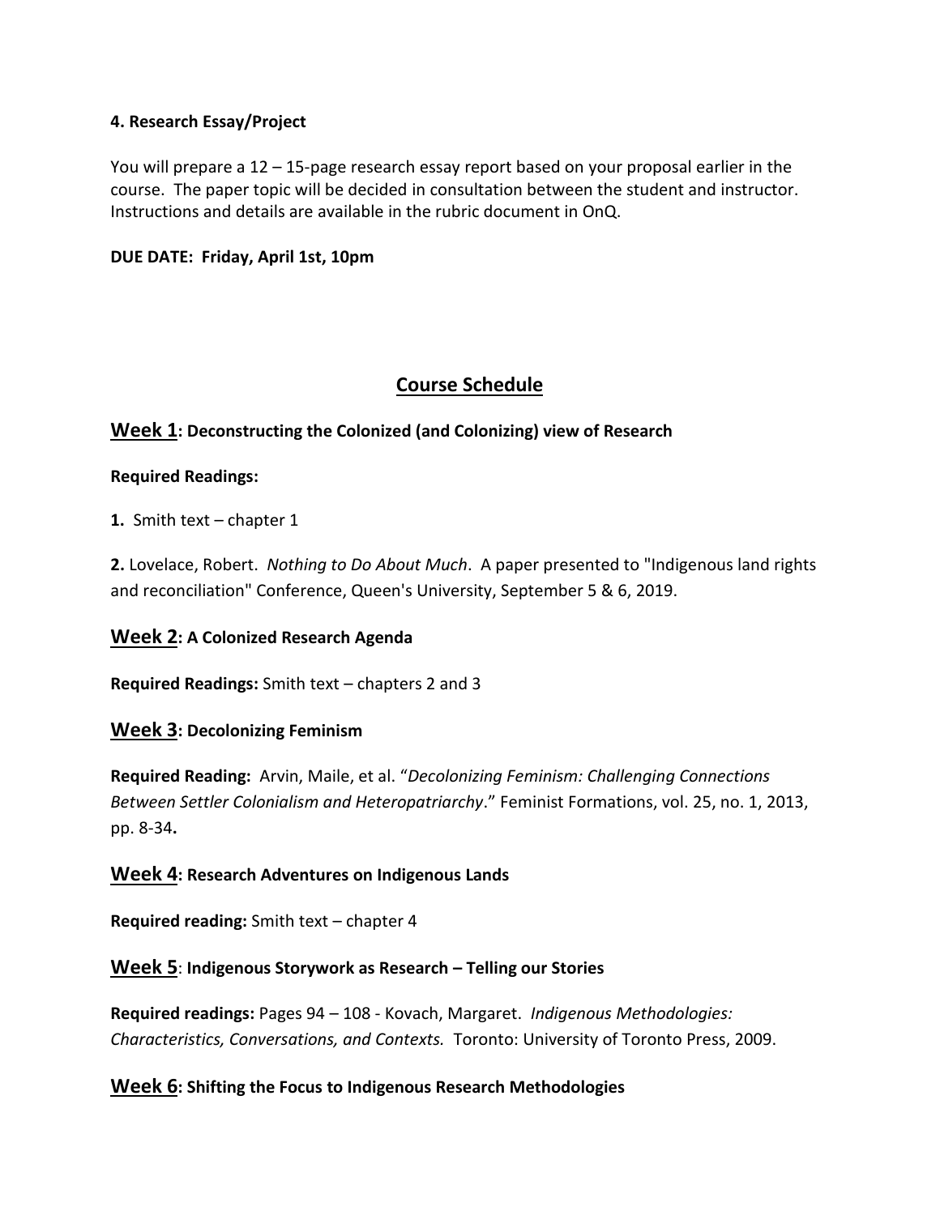**4. Research Essay/Project**

You will prepare a 12 – 15-page research essay report based on your proposal earlier in the course. The paper topic will be decided in consultation between the student and instructor. Instructions and details are available in the rubric document in OnQ.

**DUE DATE: Friday, April 1st, 10pm**

## Course Schedule

### Week 1: Deconstructing the Colonized (and Colonizing) view of Research

**Required Readings:**

**1.** Smith text – chapter 1

**2.** Lovelace, Robert. *Nothing to Do About Much*. A paper presented to "Indigenous land rights and reconciliation" Conference, Queen's University, September 5 & 6, 2019.

### Week 2: A Colonized Research Agenda

**Required Readings:** Smith text – chapters 2 and 3

### Week 3: Decolonizing Feminism

**Required Reading:** Arvin, Maile, et al. "*Decolonizing Feminism: Challenging Connections Between Settler Colonialism and Heteropatriarchy*." Feminist Formations, vol. 25, no. 1, 2013, pp. 8-34**.**

### Week 4: Research Adventures on Indigenous Lands

**Required reading:** Smith text – chapter 4

### Week 5: Indigenous Storywork as Research – Telling our Stories

**Required readings:** Pages 94 – 108 - Kovach, Margaret. *Indigenous Methodologies: Characteristics, Conversations, and Contexts.* Toronto: University of Toronto Press, 2009.

### Week 6: Shifting the Focus to Indigenous Research Methodologies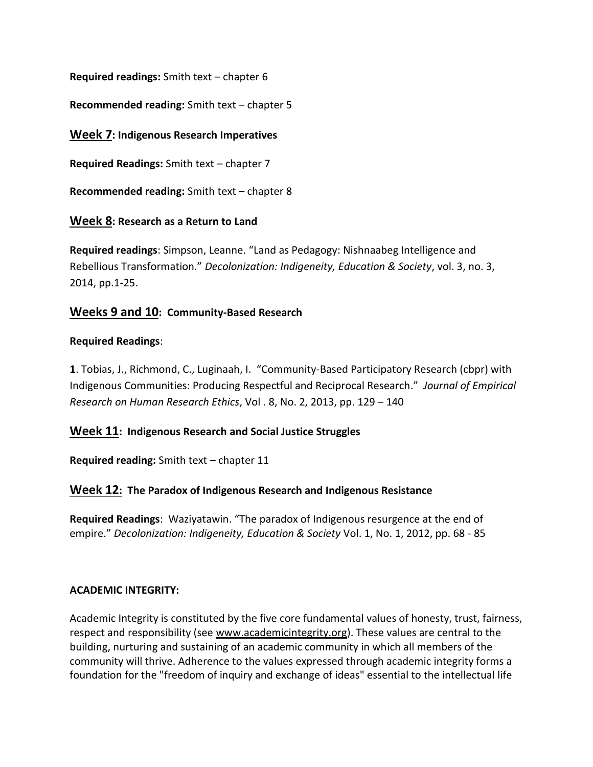**Required readings:** Smith text – chapter 6

**Recommended reading:** Smith text – chapter 5

## Week 7: Indigenous Research Imperatives

**Required Readings:** Smith text – chapter 7

**Recommended reading:** Smith text – chapter 8

## Week 8: Research as a Return to Land

**Required readings**: Simpson, Leanne. "Land as Pedagogy: Nishnaabeg Intelligence and Rebellious Transformation." *Decolonization: Indigeneity, Education & Society*, vol. 3, no. 3, 2014, pp.1-25.

## Weeks 9 and 10: Community-Based Research

**Required Readings**:

**1**. Tobias, J., Richmond, C., Luginaah, I. "Community-Based Participatory Research (cbpr) with Indigenous Communities: Producing Respectful and Reciprocal Research." *Journal of Empirical Research on Human Research Ethics*, Vol . 8, No. 2, 2013, pp. 129 – 140

## Week 11: Indigenous Research and Social Justice Struggles

**Required reading:** Smith text – chapter 11

## Week 12: The Paradox of Indigenous Research and Indigenous Resistance

**Required Readings**: Waziyatawin. "The paradox of Indigenous resurgence at the end of empire." *Decolonization: Indigeneity, Education & Society* Vol. 1, No. 1, 2012, pp. 68 - 85

**ACADEMIC INTEGRITY:**

Academic Integrity is constituted by the five core fundamental values of honesty, trust, fairness, respect and responsibility (see www.academicintegrity.org). These values are central to the building, nurturing and sustaining of an academic community in which all members of the community will thrive. Adherence to the values expressed through academic integrity forms a foundation for the "freedom of inquiry and exchange of ideas" essential to the intellectual life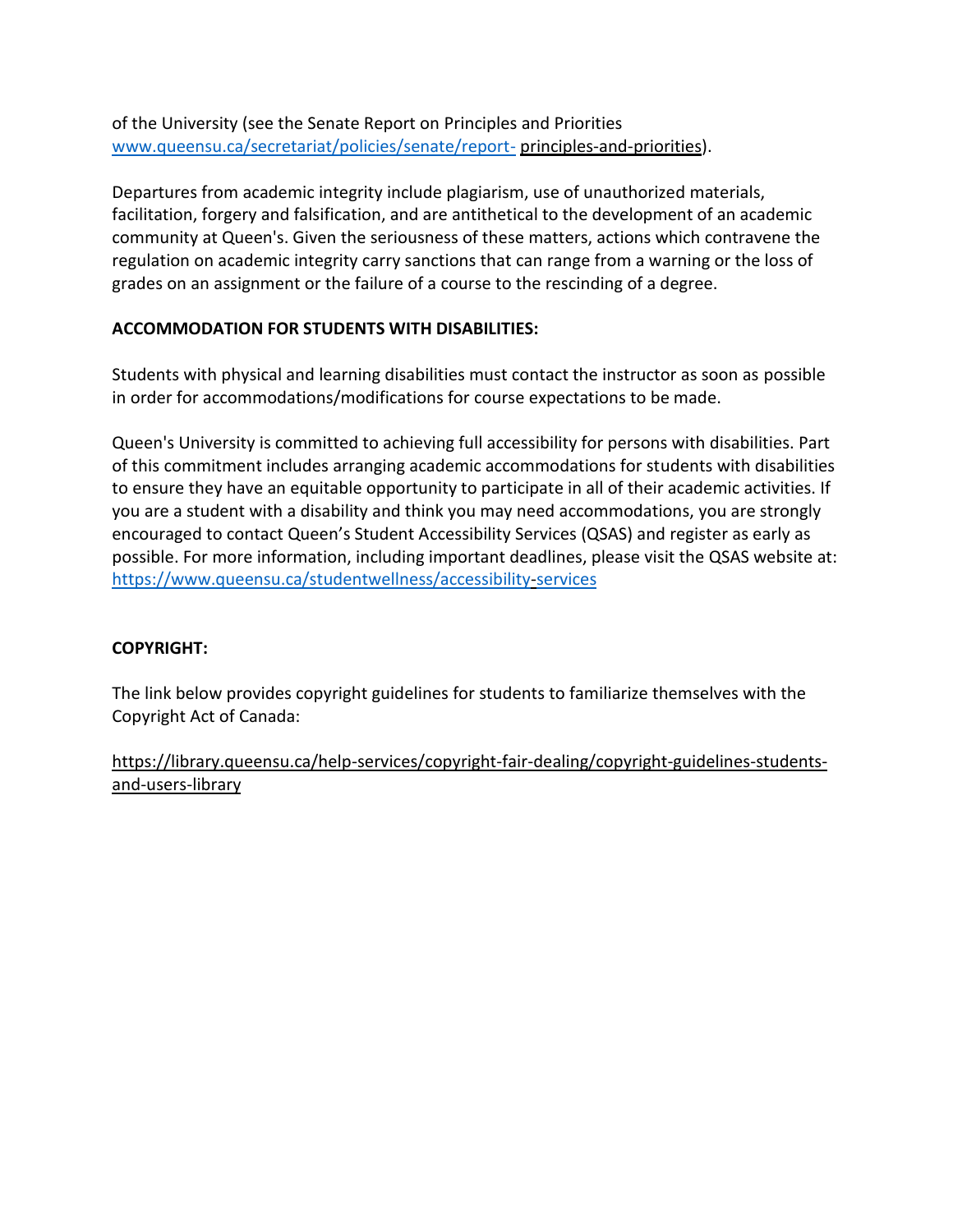of the University (see the Senate Report on Principles and Priorities www.queensu.ca/secretariat/policies/senate/report- principles-and-priorities).

Departures from academic integrity include plagiarism, use of unauthorized materials, facilitation, forgery and falsification, and are antithetical to the development of an academic community at Queen's. Given the seriousness of these matters, actions which contravene the regulation on academic integrity carry sanctions that can range from a warning or the loss of grades on an assignment or the failure of a course to the rescinding of a degree.

**ACCOMMODATION FOR STUDENTS WITH DISABILITIES:**

Students with physical and learning disabilities must contact the instructor as soon as possible in order for accommodations/modifications for course expectations to be made.

Queen's University is committed to achieving full accessibility for persons with disabilities. Part of this commitment includes arranging academic accommodations for students with disabilities to ensure they have an equitable opportunity to participate in all of their academic activities. If you are a student with a disability and think you may need accommodations, you are strongly encouraged to contact Queen's Student Accessibility Services (QSAS) and register as early as possible. For more information, including important deadlines, please visit the QSAS website at: https://www.queensu.ca/studentwellness/accessibility-services

**COPYRIGHT:**

The link below provides copyright guidelines for students to familiarize themselves with the Copyright Act of Canada:

https://library.queensu.ca/help-services/copyright-fair-dealing/copyright-guidelines-students-and-users-library